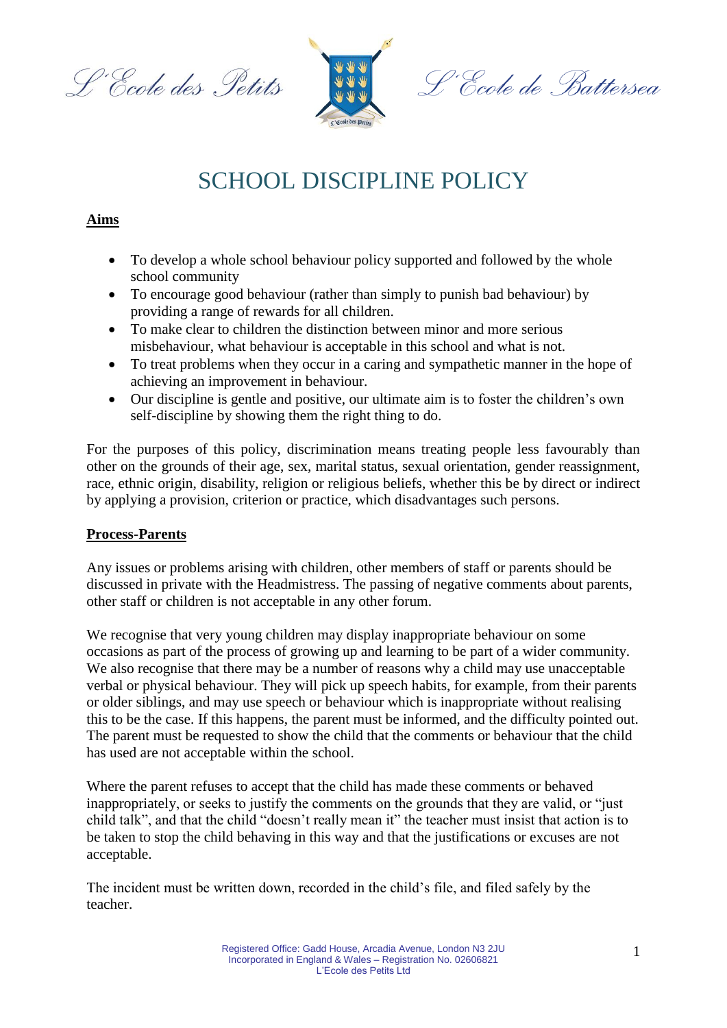L'Ecole des Petits L'Ecole de Battersea

# SCHOOL DISCIPLINE POLICY

## Aims

- To develop a whole school behaviour policy supported and followed by the whole school community
- To encourage good behaviour (rather than simply to punish bad behaviour) by providing a range of rewards for all children.
- To make clear to children the distinction between minor and more serious misbehaviour, what behaviour is acceptable in this school and what is not.
- To treat problems when they occur in a caring and sympathetic manner in the hope of achieving an improvement in behaviour.
- Our discipline is gentle and positive, our ultimate aim is to foster the children's own self-discipline by showing them the right thing to do.

For the purposes of this policy, discrimination means treating people less favourably than other on the grounds of their age, sex, marital status, sexual orientation, gender reassignment, race, ethnic origin, disability, religion or religious beliefs, whether this be by direct or indirect by applying a provision, criterion or practice, which disadvantages such persons.

## Process-Parents

Any issues or problems arising with children, other members of staff or parents should be discussed in private with the Headmistress. The passing of negative comments about parents, other staff or children is not acceptable in any other forum.

We recognise that very young children may display inappropriate behaviour on some occasions as part of the process of growing up and learning to be part of a wider community. We also recognise that there may be a number of reasons why a child may use unacceptable verbal or physical behaviour. They will pick up speech habits, for example, from their parents or older siblings, and may use speech or behaviour which is inappropriate without realising this to be the case. If this happens, the parent must be informed, and the difficulty pointed out. The parent must be requested to show the child that the comments or behaviour that the child has used are not acceptable within the school.

Where the parent refuses to accept that the child has made these comments or behaved inappropriately, or seeks to justify the comments on the grounds that they are valid, or "just child talk", and that the child "doesn't really mean it" the teacher must insist that action is to be taken to stop the child behaving in this way and that the justifications or excuses are not acceptable.

The incident must be written down, recorded in the child's file, and filed safely by the teacher.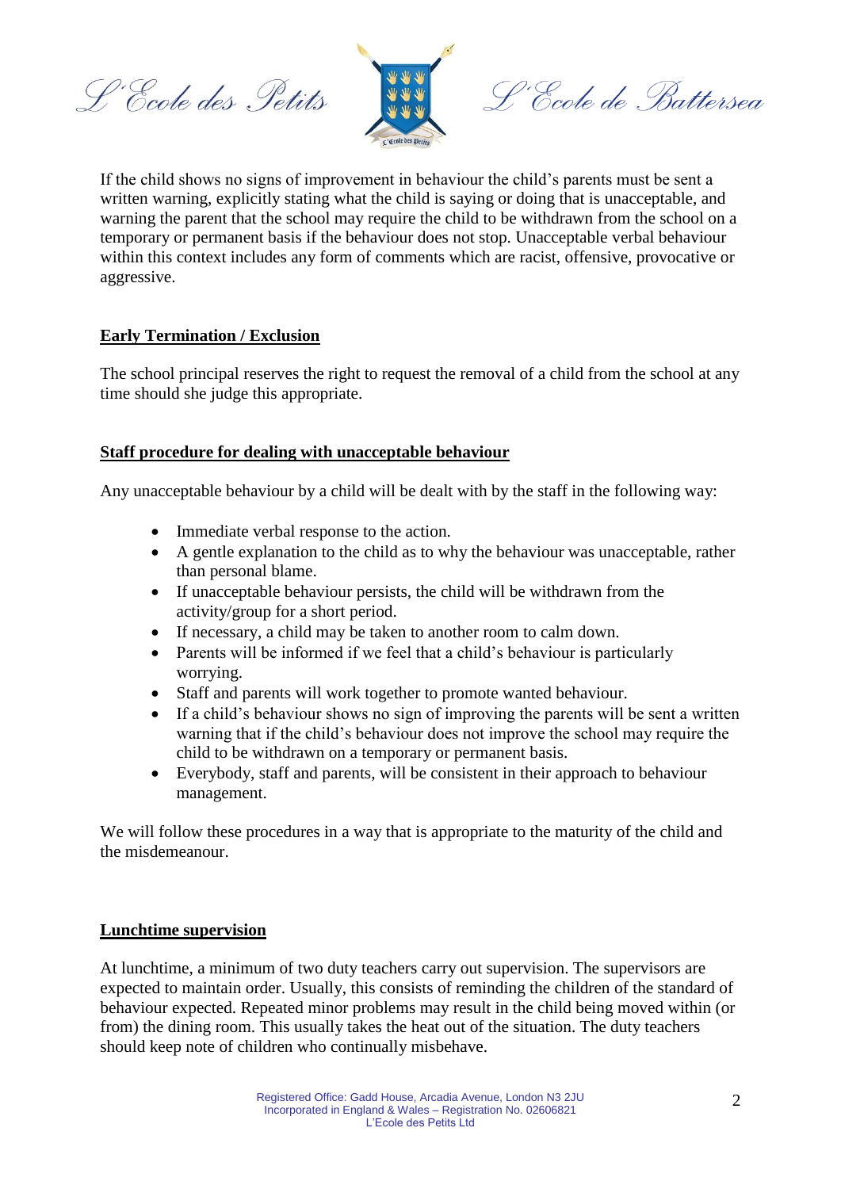If the child shows no signs of improvement in behaviour the child's parents must be sent a written warning, explicitly stating what the child is saying or doing that is unacceptable, and warning the parent that the school may require the child to be withdrawn from the school on a temporary or permanent basis if the behaviour does not stop. Unacceptable verbal behaviour within this context includes any form of comments which are racist, offensive, provocative or aggressive.

## Early Termination / Exclusion

The school principal reserves the right to request the removal of a child from the school at any time should she judge this appropriate.

## Staff procedure for dealing with unacceptable behaviour

Any unacceptable behaviour by a child will be dealt with by the staff in the following way:

- Immediate verbal response to the action.
- A gentle explanation to the child as to why the behaviour was unacceptable, rather than personal blame.
- If unacceptable behaviour persists, the child will be withdrawn from the activity/group for a short period.
- If necessary, a child may be taken to another room to calm down.
- Parents will be informed if we feel that a child's behaviour is particularly worrying.
- Staff and parents will work together to promote wanted behaviour.
- If a child's behaviour shows no sign of improving the parents will be sent a written warning that if the child's behaviour does not improve the school may require the child to be withdrawn on a temporary or permanent basis.
- Everybody, staff and parents, will be consistent in their approach to behaviour management.

We will follow these procedures in a way that is appropriate to the maturity of the child and the misdemeanour.

## Lunchtime supervision

At lunchtime, a minimum of two duty teachers carry out supervision. The supervisors are expected to maintain order. Usually, this consists of reminding the children of the standard of behaviour expected. Repeated minor problems may result in the child being moved within (or from) the dining room. This usually takes the heat out of the situation. The duty teachers should keep note of children who continually misbehave.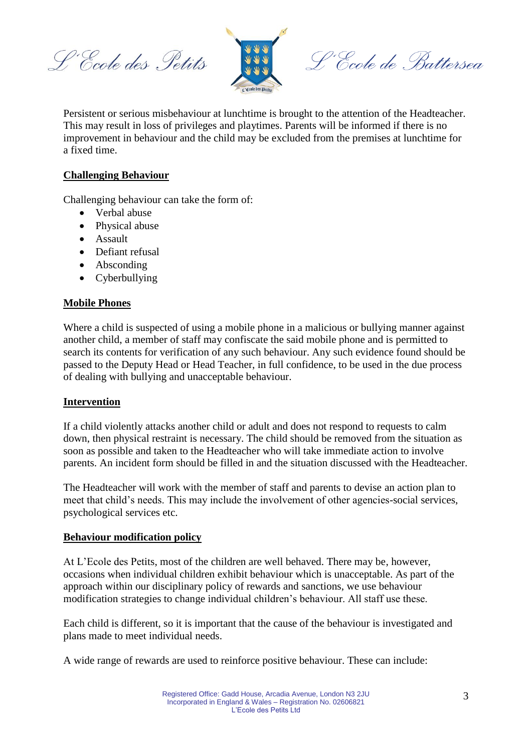Persistent or serious misbehaviour at lunchtime is brought to the attention of the Headteacher. This may result in loss of privileges and playtimes. Parents will be informed if there is no improvement in behaviour and the child may be excluded from the premises at lunchtime for a fixed time.

## Challenging Behaviour

Challenging behaviour can take the form of:

- Verbal abuse
- Physical abuse
- Assault
- Defiant refusal
- Absconding
- Cyberbullying

## Mobile Phones

Where a child is suspected of using a mobile phone in a malicious or bullying manner against another child, a member of staff may confiscate the said mobile phone and is permitted to search its contents for verification of any such behaviour. Any such evidence found should be passed to the Deputy Head or Head Teacher, in full confidence, to be used in the due process of dealing with bullying and unacceptable behaviour.

## Intervention

If a child violently attacks another child or adult and does not respond to requests to calm down, then physical restraint is necessary. The child should be removed from the situation as soon as possible and taken to the Headteacher who will take immediate action to involve parents. An incident form should be filled in and the situation discussed with the Headteacher.

The Headteacher will work with the member of staff and parents to devise an action plan to meet that child's needs. This may include the involvement of other agencies-social services, psychological services etc.

## Behaviour modification policy

At L'Ecole des Petits, most of the children are well behaved. There may be, however, occasions when individual children exhibit behaviour which is unacceptable. As part of the approach within our disciplinary policy of rewards and sanctions, we use behaviour modification strategies to change individual children's behaviour. All staff use these.

Each child is different, so it is important that the cause of the behaviour is investigated and plans made to meet individual needs.

A wide range of rewards are used to reinforce positive behaviour. These can include: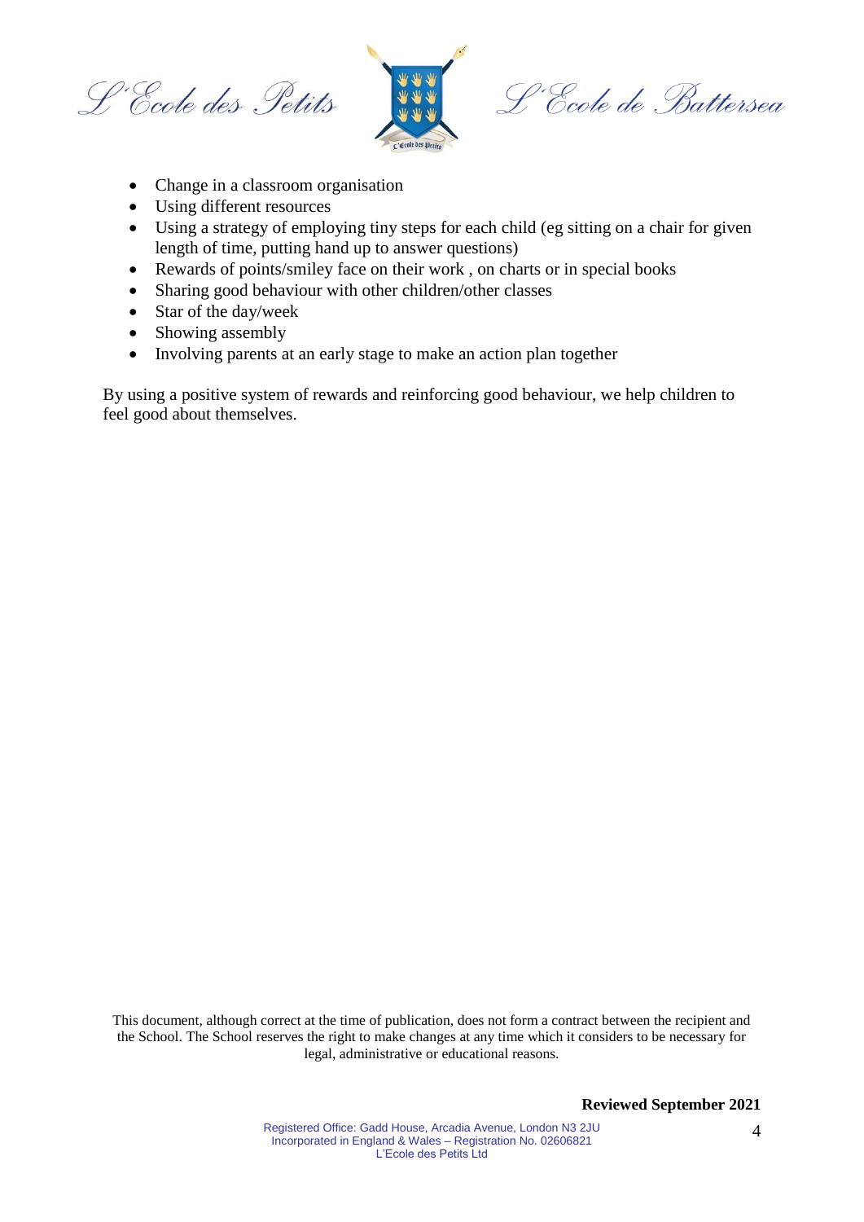- Change in a classroom organisation
- Using different resources
- Using a strategy of employing tiny steps for each child (eg sitting on a chair for given length of time, putting hand up to answer questions)
- Rewards of points/smiley face on their work , on charts or in special books
- Sharing good behaviour with other children/other classes
- Star of the day/week
- Showing assembly
- Involving parents at an early stage to make an action plan together

By using a positive system of rewards and reinforcing good behaviour, we help children to feel good about themselves.

This document, although correct at the time of publication, does not form a contract between the recipient and the School. The School reserves the right to make changes at any time which it considers to be necessary for legal, administrative or educational reasons.

**Reviewed September 2021**